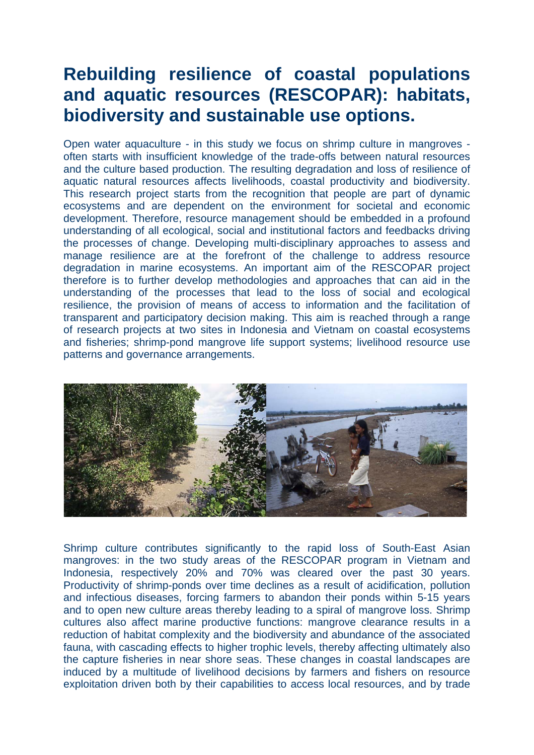# Rebuilding resilience of coastal populations and aquatic resources (RESCOPAR): habitats, biodiversity and sustainable use options.

Open water aquaculture - in this study we focus on shrimp culture in mangroves - often starts with insufficient knowledge of the trade-offs between natural resources and the culture based production. The resulting degradation and loss of resilience of aquatic natural resources affects livelihoods, coastal productivity and biodiversity. This research project starts from the recognition that people are part of dynamic ecosystems and are dependent on the environment for societal and economic development. Therefore, resource management should be embedded in a profound understanding of all ecological, social and institutional factors and feedbacks driving the processes of change. Developing multi-disciplinary approaches to assess and manage resilience are at the forefront of the challenge to address resource degradation in marine ecosystems. An important aim of the RESCOPAR project therefore is to further develop methodologies and approaches that can aid in the understanding of the processes that lead to the loss of social and ecological resilience, the provision of means of access to information and the facilitation of transparent and participatory decision making. This aim is reached through a range of research projects at two sites in Indonesia and Vietnam on coastal ecosystems and fisheries; shrimp-pond mangrove life support systems; livelihood resource use patterns and governance arrangements.

Shrimp culture contributes significantly to the rapid loss of South-East Asian mangroves: in the two study areas of the RESCOPAR program in Vietnam and Indonesia, respectively 20% and 70% was cleared over the past 30 years. Productivity of shrimp-ponds over time declines as a result of acidification, pollution and infectious diseases, forcing farmers to abandon their ponds within 5-15 years and to open new culture areas thereby leading to a spiral of mangrove loss. Shrimp cultures also affect marine productive functions: mangrove clearance results in a reduction of habitat complexity and the biodiversity and abundance of the associated fauna, with cascading effects to higher trophic levels, thereby affecting ultimately also the capture fisheries in near shore seas. These changes in coastal landscapes are induced by a multitude of livelihood decisions by farmers and fishers on resource exploitation driven both by their capabilities to access local resources, and by trade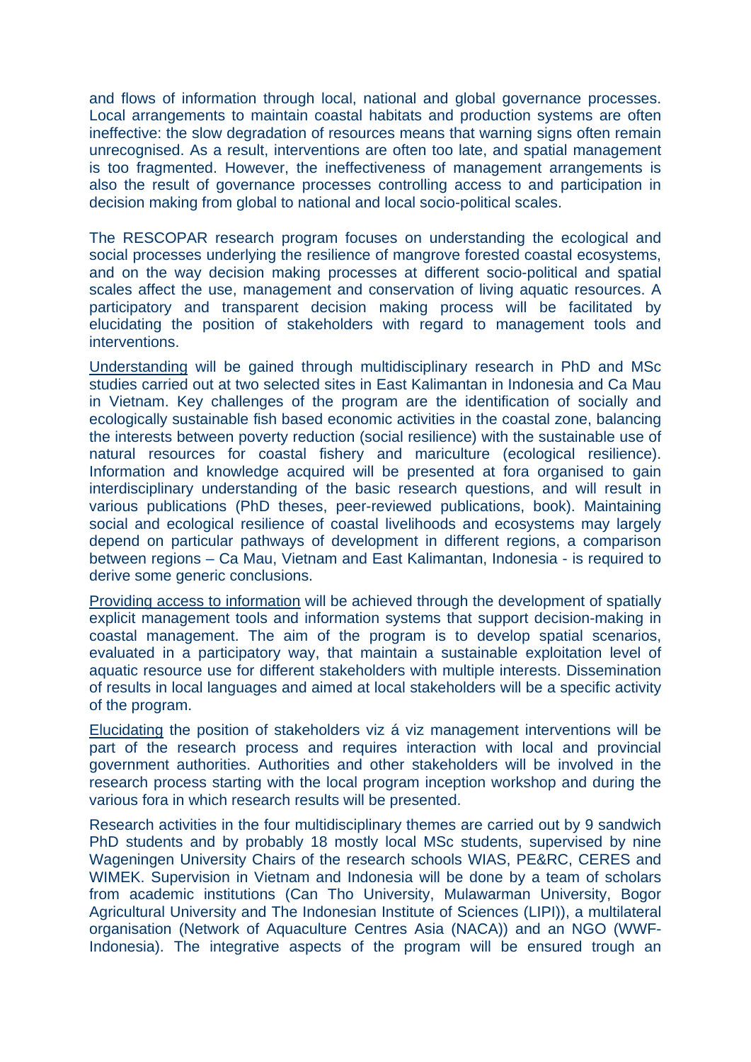and flows of information through local, national and global governance processes. Local arrangements to maintain coastal habitats and production systems are often ineffective: the slow degradation of resources means that warning signs often remain unrecognised. As a result, interventions are often too late, and spatial management is too fragmented. However, the ineffectiveness of management arrangements is also the result of governance processes controlling access to and participation in decision making from global to national and local socio-political scales.

The RESCOPAR research program focuses on understanding the ecological and social processes underlying the resilience of mangrove forested coastal ecosystems, and on the way decision making processes at different socio-political and spatial scales affect the use, management and conservation of living aquatic resources. A participatory and transparent decision making process will be facilitated by elucidating the position of stakeholders with regard to management tools and interventions.

<u>Understanding</u> will be gained through multidisciplinary research in PhD and MSc studies carried out at two selected sites in East Kalimantan in Indonesia and Ca Mau in Vietnam. Key challenges of the program are the identification of socially and ecologically sustainable fish based economic activities in the coastal zone, balancing the interests between poverty reduction (social resilience) with the sustainable use of natural resources for coastal fishery and mariculture (ecological resilience). Information and knowledge acquired will be presented at fora organised to gain interdisciplinary understanding of the basic research questions, and will result in various publications (PhD theses, peer-reviewed publications, book). Maintaining social and ecological resilience of coastal livelihoods and ecosystems may largely depend on particular pathways of development in different regions, a comparison between regions – Ca Mau, Vietnam and East Kalimantan, Indonesia - is required to derive some generic conclusions.

<u>Providing access to information</u> will be achieved through the development of spatially explicit management tools and information systems that support decision-making in coastal management. The aim of the program is to develop spatial scenarios, evaluated in a participatory way, that maintain a sustainable exploitation level of aquatic resource use for different stakeholders with multiple interests. Dissemination of results in local languages and aimed at local stakeholders will be a specific activity of the program.

<u>Elucidating</u> the position of stakeholders viz á viz management interventions will be part of the research process and requires interaction with local and provincial government authorities. Authorities and other stakeholders will be involved in the research process starting with the local program inception workshop and during the various fora in which research results will be presented.

Research activities in the four multidisciplinary themes are carried out by 9 sandwich PhD students and by probably 18 mostly local MSc students, supervised by nine Wageningen University Chairs of the research schools WIAS, PE&RC, CERES and WIMEK. Supervision in Vietnam and Indonesia will be done by a team of scholars from academic institutions (Can Tho University, Mulawarman University, Bogor Agricultural University and The Indonesian Institute of Sciences (LIPI)), a multilateral organisation (Network of Aquaculture Centres Asia (NACA)) and an NGO (WWF-Indonesia). The integrative aspects of the program will be ensured trough an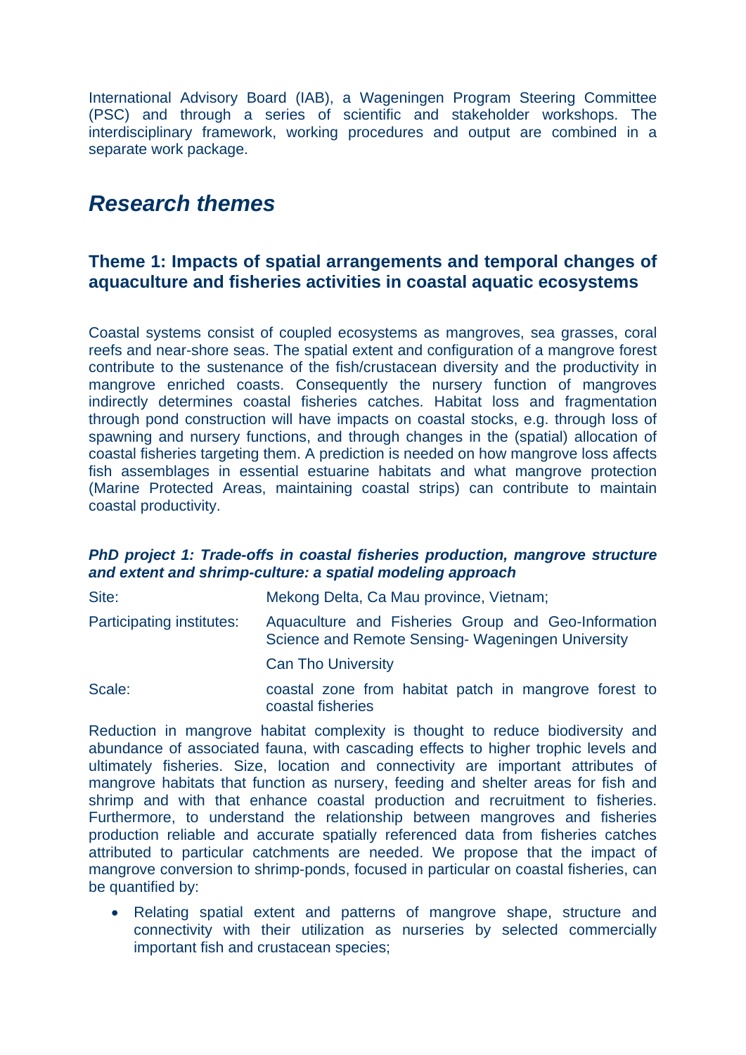International Advisory Board (IAB), a Wageningen Program Steering Committee (PSC) and through a series of scientific and stakeholder workshops. The interdisciplinary framework, working procedures and output are combined in a separate work package.

## *Research themes*

### Theme 1: Impacts of spatial arrangements and temporal changes of aquaculture and fisheries activities in coastal aquatic ecosystems

Coastal systems consist of coupled ecosystems as mangroves, sea grasses, coral reefs and near-shore seas. The spatial extent and configuration of a mangrove forest contribute to the sustenance of the fish/crustacean diversity and the productivity in mangrove enriched coasts. Consequently the nursery function of mangroves indirectly determines coastal fisheries catches. Habitat loss and fragmentation through pond construction will have impacts on coastal stocks, e.g. through loss of spawning and nursery functions, and through changes in the (spatial) allocation of coastal fisheries targeting them. A prediction is needed on how mangrove loss affects fish assemblages in essential estuarine habitats and what mangrove protection (Marine Protected Areas, maintaining coastal strips) can contribute to maintain coastal productivity.

#### *PhD project 1: Trade-offs in coastal fisheries production, mangrove structure and extent and shrimp-culture: a spatial modeling approach*

| | |
|---|---|
| Site: | Mekong Delta, Ca Mau province, Vietnam; |
| Participating institutes: | Aquaculture and Fisheries Group and Geo-Information Science and Remote Sensing- Wageningen University |
| | Can Tho University |
| Scale: | coastal zone from habitat patch in mangrove forest to coastal fisheries |

Reduction in mangrove habitat complexity is thought to reduce biodiversity and abundance of associated fauna, with cascading effects to higher trophic levels and ultimately fisheries. Size, location and connectivity are important attributes of mangrove habitats that function as nursery, feeding and shelter areas for fish and shrimp and with that enhance coastal production and recruitment to fisheries. Furthermore, to understand the relationship between mangroves and fisheries production reliable and accurate spatially referenced data from fisheries catches attributed to particular catchments are needed. We propose that the impact of mangrove conversion to shrimp-ponds, focused in particular on coastal fisheries, can be quantified by:

- Relating spatial extent and patterns of mangrove shape, structure and connectivity with their utilization as nurseries by selected commercially important fish and crustacean species;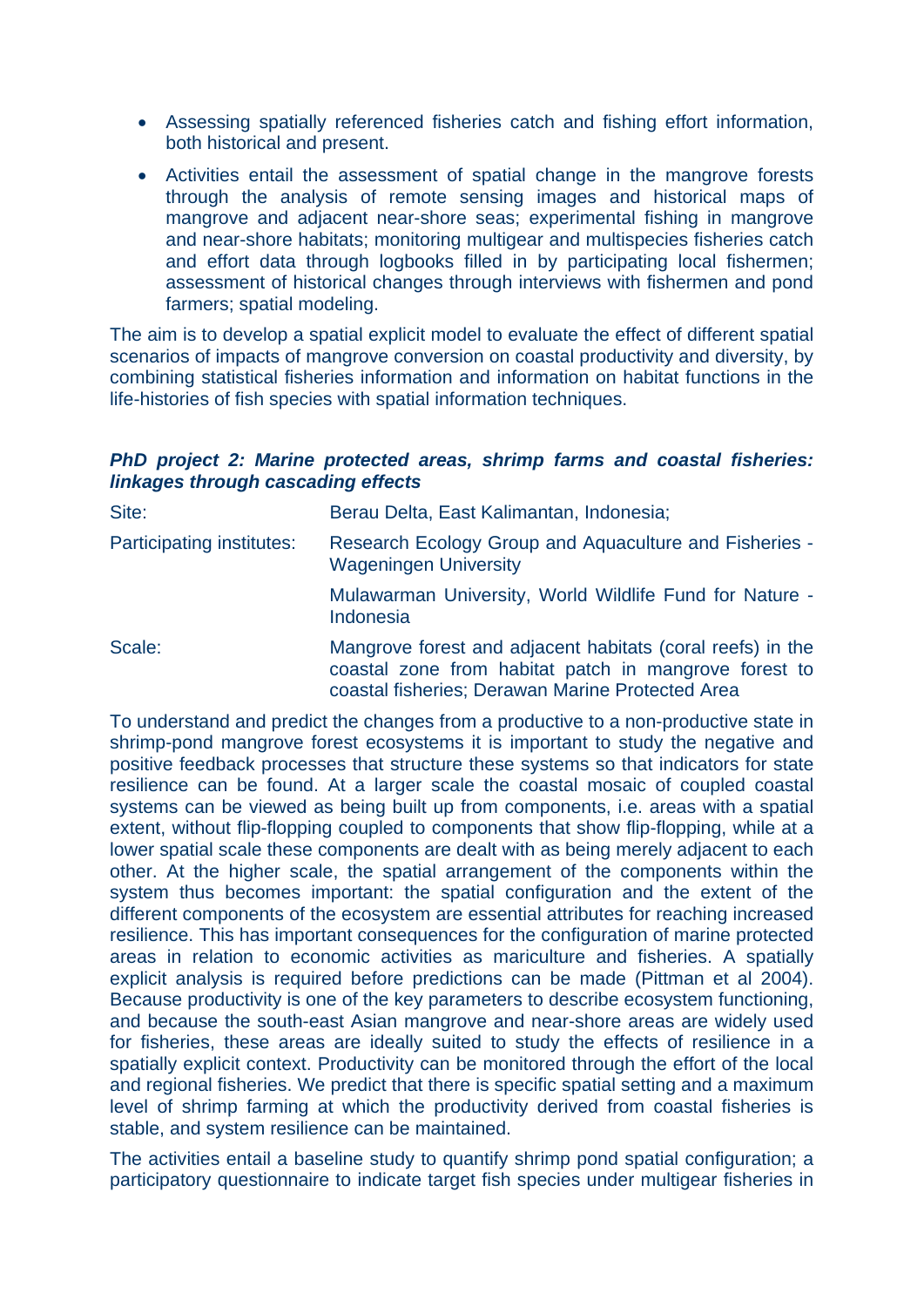- Assessing spatially referenced fisheries catch and fishing effort information, both historical and present.
- Activities entail the assessment of spatial change in the mangrove forests through the analysis of remote sensing images and historical maps of mangrove and adjacent near-shore seas; experimental fishing in mangrove and near-shore habitats; monitoring multigear and multispecies fisheries catch and effort data through logbooks filled in by participating local fishermen; assessment of historical changes through interviews with fishermen and pond farmers; spatial modeling.

The aim is to develop a spatial explicit model to evaluate the effect of different spatial scenarios of impacts of mangrove conversion on coastal productivity and diversity, by combining statistical fisheries information and information on habitat functions in the life-histories of fish species with spatial information techniques.

### *PhD project 2: Marine protected areas, shrimp farms and coastal fisheries: linkages through cascading effects*

| | |
|---|---|
| Site: | Berau Delta, East Kalimantan, Indonesia; |
| Participating institutes: | Research Ecology Group and Aquaculture and Fisheries - Wageningen University |
| | Mulawarman University, World Wildlife Fund for Nature - Indonesia |
| Scale: | Mangrove forest and adjacent habitats (coral reefs) in the coastal zone from habitat patch in mangrove forest to coastal fisheries; Derawan Marine Protected Area |

To understand and predict the changes from a productive to a non-productive state in shrimp-pond mangrove forest ecosystems it is important to study the negative and positive feedback processes that structure these systems so that indicators for state resilience can be found. At a larger scale the coastal mosaic of coupled coastal systems can be viewed as being built up from components, i.e. areas with a spatial extent, without flip-flopping coupled to components that show flip-flopping, while at a lower spatial scale these components are dealt with as being merely adjacent to each other. At the higher scale, the spatial arrangement of the components within the system thus becomes important: the spatial configuration and the extent of the different components of the ecosystem are essential attributes for reaching increased resilience. This has important consequences for the configuration of marine protected areas in relation to economic activities as mariculture and fisheries. A spatially explicit analysis is required before predictions can be made (Pittman et al 2004). Because productivity is one of the key parameters to describe ecosystem functioning, and because the south-east Asian mangrove and near-shore areas are widely used for fisheries, these areas are ideally suited to study the effects of resilience in a spatially explicit context. Productivity can be monitored through the effort of the local and regional fisheries. We predict that there is specific spatial setting and a maximum level of shrimp farming at which the productivity derived from coastal fisheries is stable, and system resilience can be maintained.

The activities entail a baseline study to quantify shrimp pond spatial configuration; a participatory questionnaire to indicate target fish species under multigear fisheries in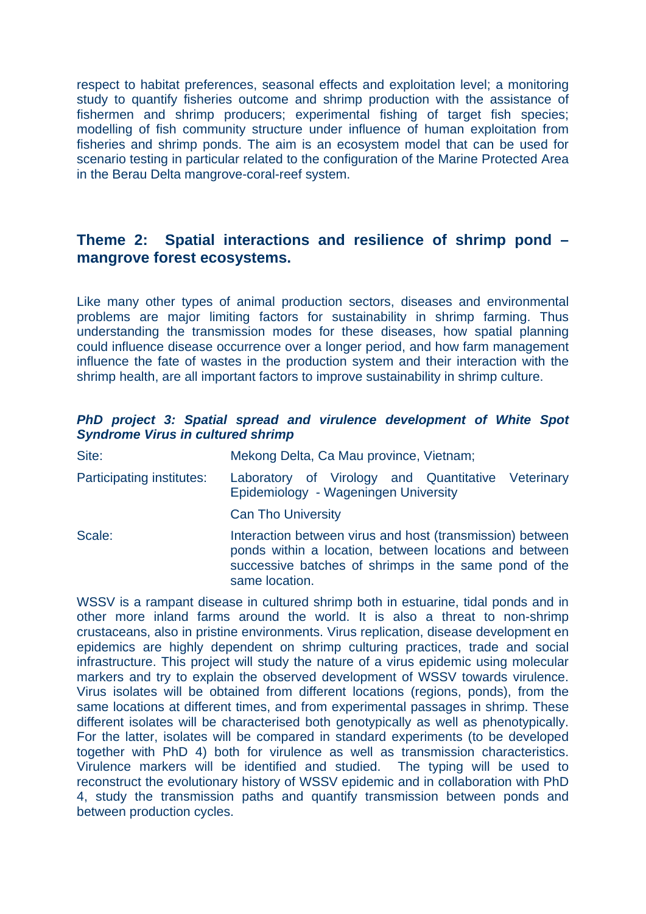respect to habitat preferences, seasonal effects and exploitation level; a monitoring study to quantify fisheries outcome and shrimp production with the assistance of fishermen and shrimp producers; experimental fishing of target fish species; modelling of fish community structure under influence of human exploitation from fisheries and shrimp ponds. The aim is an ecosystem model that can be used for scenario testing in particular related to the configuration of the Marine Protected Area in the Berau Delta mangrove-coral-reef system.

## Theme 2: Spatial interactions and resilience of shrimp pond – mangrove forest ecosystems.

Like many other types of animal production sectors, diseases and environmental problems are major limiting factors for sustainability in shrimp farming. Thus understanding the transmission modes for these diseases, how spatial planning could influence disease occurrence over a longer period, and how farm management influence the fate of wastes in the production system and their interaction with the shrimp health, are all important factors to improve sustainability in shrimp culture.

### *PhD project 3: Spatial spread and virulence development of White Spot Syndrome Virus in cultured shrimp*

| | |
|---|---|
| Site: | Mekong Delta, Ca Mau province, Vietnam; |
| Participating institutes: | Laboratory of Virology and Quantitative Veterinary Epidemiology - Wageningen University |
| | Can Tho University |
| Scale: | Interaction between virus and host (transmission) between ponds within a location, between locations and between successive batches of shrimps in the same pond of the same location. |

WSSV is a rampant disease in cultured shrimp both in estuarine, tidal ponds and in other more inland farms around the world. It is also a threat to non-shrimp crustaceans, also in pristine environments. Virus replication, disease development en epidemics are highly dependent on shrimp culturing practices, trade and social infrastructure. This project will study the nature of a virus epidemic using molecular markers and try to explain the observed development of WSSV towards virulence. Virus isolates will be obtained from different locations (regions, ponds), from the same locations at different times, and from experimental passages in shrimp. These different isolates will be characterised both genotypically as well as phenotypically. For the latter, isolates will be compared in standard experiments (to be developed together with PhD 4) both for virulence as well as transmission characteristics. Virulence markers will be identified and studied. The typing will be used to reconstruct the evolutionary history of WSSV epidemic and in collaboration with PhD 4, study the transmission paths and quantify transmission between ponds and between production cycles.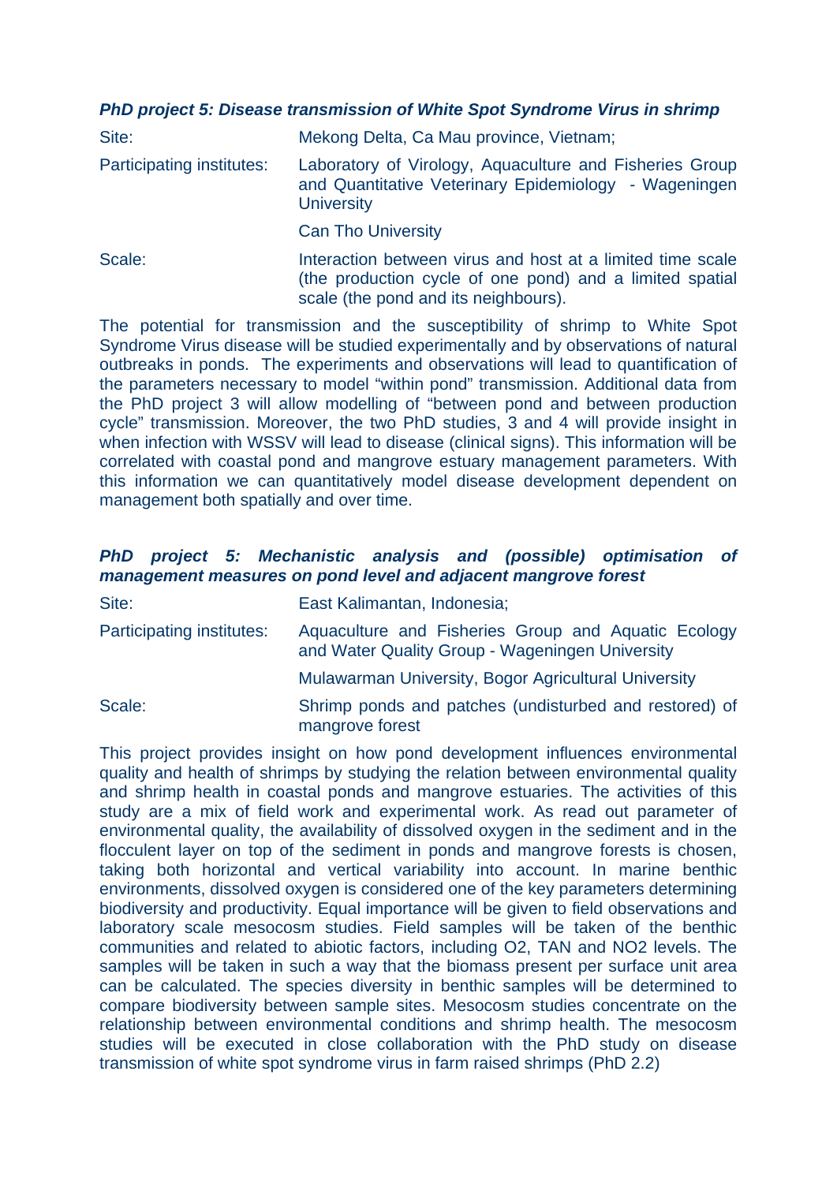### *PhD project 5: Disease transmission of White Spot Syndrome Virus in shrimp*

| | |
|---|---|
| Site: | Mekong Delta, Ca Mau province, Vietnam; |
| Participating institutes: | Laboratory of Virology, Aquaculture and Fisheries Group and Quantitative Veterinary Epidemiology - Wageningen University |
| | Can Tho University |
| Scale: | Interaction between virus and host at a limited time scale (the production cycle of one pond) and a limited spatial scale (the pond and its neighbours). |

The potential for transmission and the susceptibility of shrimp to White Spot Syndrome Virus disease will be studied experimentally and by observations of natural outbreaks in ponds. The experiments and observations will lead to quantification of the parameters necessary to model "within pond" transmission. Additional data from the PhD project 3 will allow modelling of "between pond and between production cycle" transmission. Moreover, the two PhD studies, 3 and 4 will provide insight in when infection with WSSV will lead to disease (clinical signs). This information will be correlated with coastal pond and mangrove estuary management parameters. With this information we can quantitatively model disease development dependent on management both spatially and over time.

### *PhD project 5: Mechanistic analysis and (possible) optimisation of management measures on pond level and adjacent mangrove forest*

| | |
|---|---|
| Site: | East Kalimantan, Indonesia; |
| Participating institutes: | Aquaculture and Fisheries Group and Aquatic Ecology and Water Quality Group - Wageningen University |
| | Mulawarman University, Bogor Agricultural University |
| Scale: | Shrimp ponds and patches (undisturbed and restored) of mangrove forest |

This project provides insight on how pond development influences environmental quality and health of shrimps by studying the relation between environmental quality and shrimp health in coastal ponds and mangrove estuaries. The activities of this study are a mix of field work and experimental work. As read out parameter of environmental quality, the availability of dissolved oxygen in the sediment and in the flocculent layer on top of the sediment in ponds and mangrove forests is chosen, taking both horizontal and vertical variability into account. In marine benthic environments, dissolved oxygen is considered one of the key parameters determining biodiversity and productivity. Equal importance will be given to field observations and laboratory scale mesocosm studies. Field samples will be taken of the benthic communities and related to abiotic factors, including $O_2$, TAN and $NO_2$ levels. The samples will be taken in such a way that the biomass present per surface unit area can be calculated. The species diversity in benthic samples will be determined to compare biodiversity between sample sites. Mesocosm studies concentrate on the relationship between environmental conditions and shrimp health. The mesocosm studies will be executed in close collaboration with the PhD study on disease transmission of white spot syndrome virus in farm raised shrimps (PhD 2.2)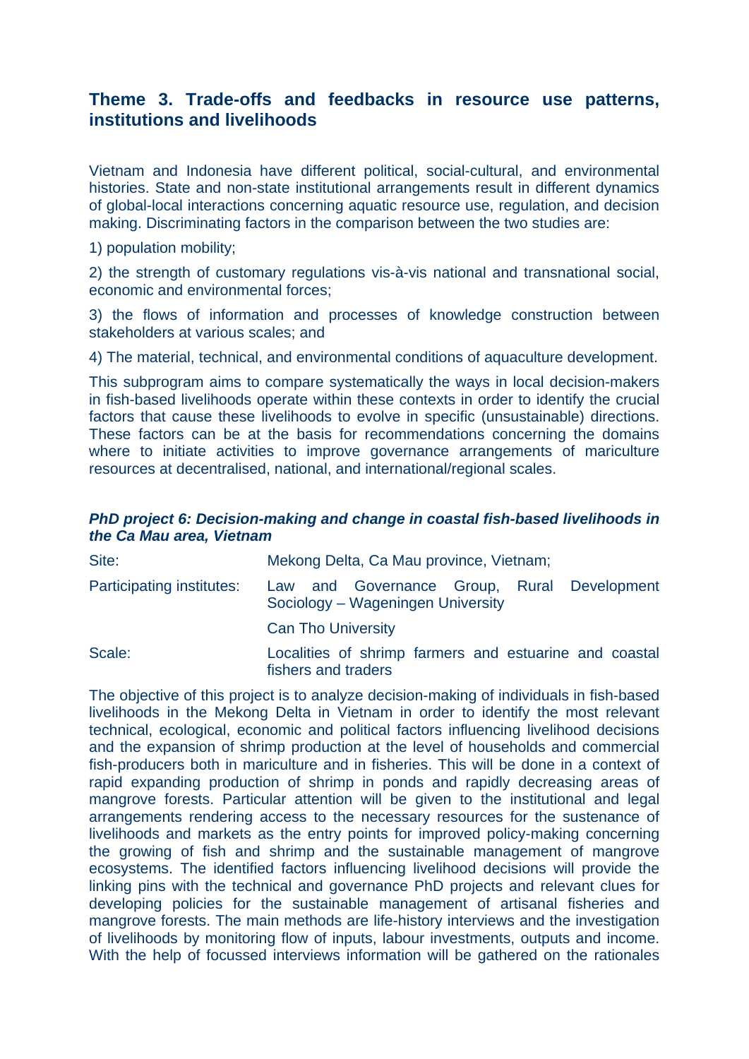## Theme 3. Trade-offs and feedbacks in resource use patterns, institutions and livelihoods

Vietnam and Indonesia have different political, social-cultural, and environmental histories. State and non-state institutional arrangements result in different dynamics of global-local interactions concerning aquatic resource use, regulation, and decision making. Discriminating factors in the comparison between the two studies are:

1) population mobility;

2) the strength of customary regulations vis-à-vis national and transnational social, economic and environmental forces;

3) the flows of information and processes of knowledge construction between stakeholders at various scales; and

4) The material, technical, and environmental conditions of aquaculture development.

This subprogram aims to compare systematically the ways in local decision-makers in fish-based livelihoods operate within these contexts in order to identify the crucial factors that cause these livelihoods to evolve in specific (unsustainable) directions. These factors can be at the basis for recommendations concerning the domains where to initiate activities to improve governance arrangements of mariculture resources at decentralised, national, and international/regional scales.

### *PhD project 6: Decision-making and change in coastal fish-based livelihoods in the Ca Mau area, Vietnam*

| | |
|---|---|
| Site: | Mekong Delta, Ca Mau province, Vietnam; |
| Participating institutes: | Law and Governance Group, Rural Development Sociology – Wageningen University |
| | Can Tho University |
| Scale: | Localities of shrimp farmers and estuarine and coastal fishers and traders |

The objective of this project is to analyze decision-making of individuals in fish-based livelihoods in the Mekong Delta in Vietnam in order to identify the most relevant technical, ecological, economic and political factors influencing livelihood decisions and the expansion of shrimp production at the level of households and commercial fish-producers both in mariculture and in fisheries. This will be done in a context of rapid expanding production of shrimp in ponds and rapidly decreasing areas of mangrove forests. Particular attention will be given to the institutional and legal arrangements rendering access to the necessary resources for the sustenance of livelihoods and markets as the entry points for improved policy-making concerning the growing of fish and shrimp and the sustainable management of mangrove ecosystems. The identified factors influencing livelihood decisions will provide the linking pins with the technical and governance PhD projects and relevant clues for developing policies for the sustainable management of artisanal fisheries and mangrove forests. The main methods are life-history interviews and the investigation of livelihoods by monitoring flow of inputs, labour investments, outputs and income. With the help of focussed interviews information will be gathered on the rationales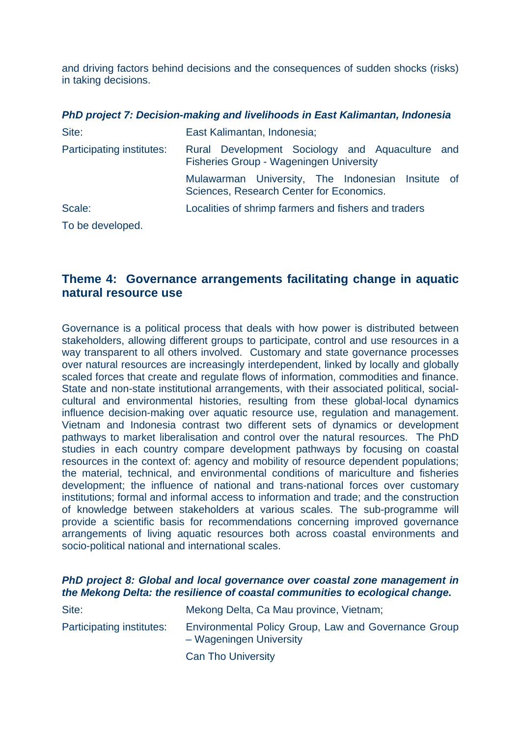and driving factors behind decisions and the consequences of sudden shocks (risks) in taking decisions.

***PhD project 7: Decision-making and livelihoods in East Kalimantan, Indonesia***

| | |
|---|---|
| Site: | East Kalimantan, Indonesia; |
| Participating institutes: | Rural Development Sociology and Aquaculture and Fisheries Group - Wageningen University |
| | Mulawarman University, The Indonesian Insitute of Sciences, Research Center for Economics. |
| Scale: | Localities of shrimp farmers and fishers and traders |

To be developed.

## Theme 4: Governance arrangements facilitating change in aquatic natural resource use

Governance is a political process that deals with how power is distributed between stakeholders, allowing different groups to participate, control and use resources in a way transparent to all others involved. Customary and state governance processes over natural resources are increasingly interdependent, linked by locally and globally scaled forces that create and regulate flows of information, commodities and finance. State and non-state institutional arrangements, with their associated political, social-cultural and environmental histories, resulting from these global-local dynamics influence decision-making over aquatic resource use, regulation and management. Vietnam and Indonesia contrast two different sets of dynamics or development pathways to market liberalisation and control over the natural resources. The PhD studies in each country compare development pathways by focusing on coastal resources in the context of: agency and mobility of resource dependent populations; the material, technical, and environmental conditions of mariculture and fisheries development; the influence of national and trans-national forces over customary institutions; formal and informal access to information and trade; and the construction of knowledge between stakeholders at various scales. The sub-programme will provide a scientific basis for recommendations concerning improved governance arrangements of living aquatic resources both across coastal environments and socio-political national and international scales.

***PhD project 8: Global and local governance over coastal zone management in the Mekong Delta: the resilience of coastal communities to ecological change.***

| | |
|---|---|
| Site: | Mekong Delta, Ca Mau province, Vietnam; |
| Participating institutes: | Environmental Policy Group, Law and Governance Group – Wageningen University |
| | Can Tho University |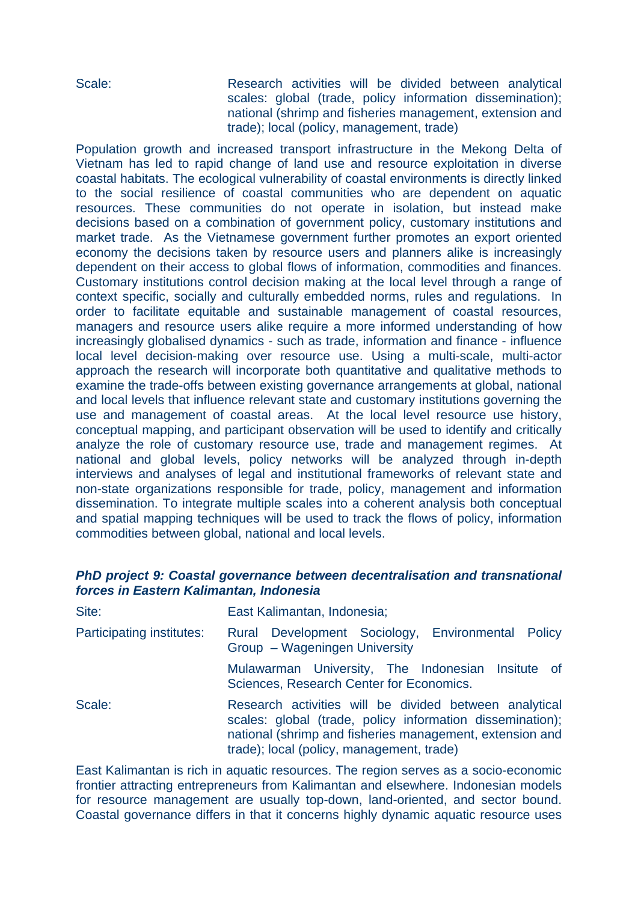Scale: Research activities will be divided between analytical scales: global (trade, policy information dissemination); national (shrimp and fisheries management, extension and trade); local (policy, management, trade)

Population growth and increased transport infrastructure in the Mekong Delta of Vietnam has led to rapid change of land use and resource exploitation in diverse coastal habitats. The ecological vulnerability of coastal environments is directly linked to the social resilience of coastal communities who are dependent on aquatic resources. These communities do not operate in isolation, but instead make decisions based on a combination of government policy, customary institutions and market trade. As the Vietnamese government further promotes an export oriented economy the decisions taken by resource users and planners alike is increasingly dependent on their access to global flows of information, commodities and finances. Customary institutions control decision making at the local level through a range of context specific, socially and culturally embedded norms, rules and regulations. In order to facilitate equitable and sustainable management of coastal resources, managers and resource users alike require a more informed understanding of how increasingly globalised dynamics - such as trade, information and finance - influence local level decision-making over resource use. Using a multi-scale, multi-actor approach the research will incorporate both quantitative and qualitative methods to examine the trade-offs between existing governance arrangements at global, national and local levels that influence relevant state and customary institutions governing the use and management of coastal areas. At the local level resource use history, conceptual mapping, and participant observation will be used to identify and critically analyze the role of customary resource use, trade and management regimes. At national and global levels, policy networks will be analyzed through in-depth interviews and analyses of legal and institutional frameworks of relevant state and non-state organizations responsible for trade, policy, management and information dissemination. To integrate multiple scales into a coherent analysis both conceptual and spatial mapping techniques will be used to track the flows of policy, information commodities between global, national and local levels.

### *PhD project 9: Coastal governance between decentralisation and transnational forces in Eastern Kalimantan, Indonesia*

Site: East Kalimantan, Indonesia;

Participating institutes: Rural Development Sociology, Environmental Policy Group – Wageningen University

Mulawarman University, The Indonesian Insitute of Sciences, Research Center for Economics.

Scale: Research activities will be divided between analytical scales: global (trade, policy information dissemination); national (shrimp and fisheries management, extension and trade); local (policy, management, trade)

East Kalimantan is rich in aquatic resources. The region serves as a socio-economic frontier attracting entrepreneurs from Kalimantan and elsewhere. Indonesian models for resource management are usually top-down, land-oriented, and sector bound. Coastal governance differs in that it concerns highly dynamic aquatic resource uses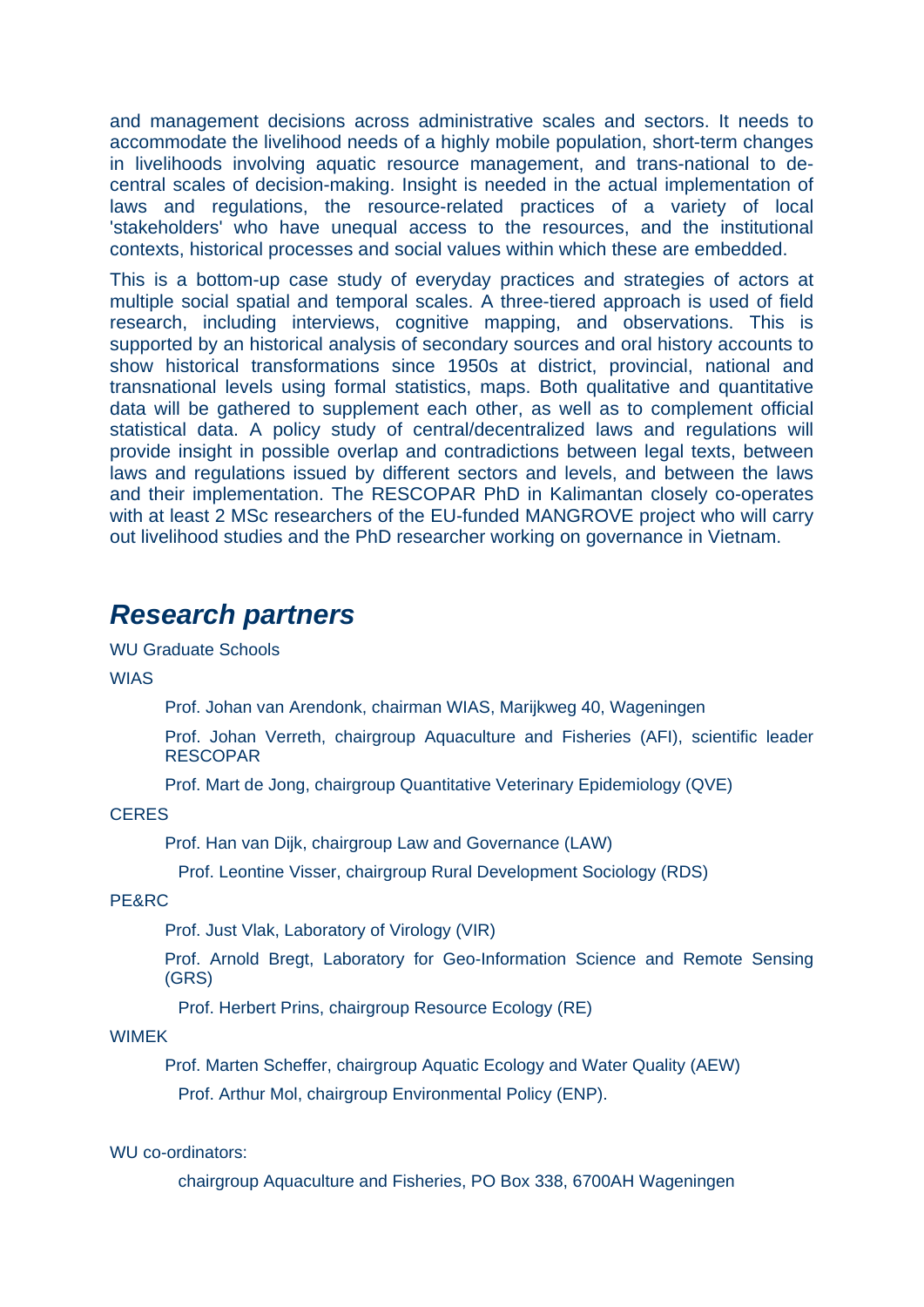and management decisions across administrative scales and sectors. It needs to accommodate the livelihood needs of a highly mobile population, short-term changes in livelihoods involving aquatic resource management, and trans-national to de-central scales of decision-making. Insight is needed in the actual implementation of laws and regulations, the resource-related practices of a variety of local 'stakeholders' who have unequal access to the resources, and the institutional contexts, historical processes and social values within which these are embedded.

This is a bottom-up case study of everyday practices and strategies of actors at multiple social spatial and temporal scales. A three-tiered approach is used of field research, including interviews, cognitive mapping, and observations. This is supported by an historical analysis of secondary sources and oral history accounts to show historical transformations since 1950s at district, provincial, national and transnational levels using formal statistics, maps. Both qualitative and quantitative data will be gathered to supplement each other, as well as to complement official statistical data. A policy study of central/decentralized laws and regulations will provide insight in possible overlap and contradictions between legal texts, between laws and regulations issued by different sectors and levels, and between the laws and their implementation. The RESCOPAR PhD in Kalimantan closely co-operates with at least 2 MSc researchers of the EU-funded MANGROVE project who will carry out livelihood studies and the PhD researcher working on governance in Vietnam.

## *Research partners*

WU Graduate Schools

WIAS

- Prof. Johan van Arendonk, chairman WIAS, Marijkweg 40, Wageningen
- Prof. Johan Verreth, chairgroup Aquaculture and Fisheries (AFI), scientific leader RESCOPAR
- Prof. Mart de Jong, chairgroup Quantitative Veterinary Epidemiology (QVE)

CERES

- Prof. Han van Dijk, chairgroup Law and Governance (LAW)
- Prof. Leontine Visser, chairgroup Rural Development Sociology (RDS)

PE&RC

- Prof. Just Vlak, Laboratory of Virology (VIR)
- Prof. Arnold Bregt, Laboratory for Geo-Information Science and Remote Sensing (GRS)
- Prof. Herbert Prins, chairgroup Resource Ecology (RE)

WIMEK

- Prof. Marten Scheffer, chairgroup Aquatic Ecology and Water Quality (AEW)
- Prof. Arthur Mol, chairgroup Environmental Policy (ENP).

WU co-ordinators:

- chairgroup Aquaculture and Fisheries, PO Box 338, 6700AH Wageningen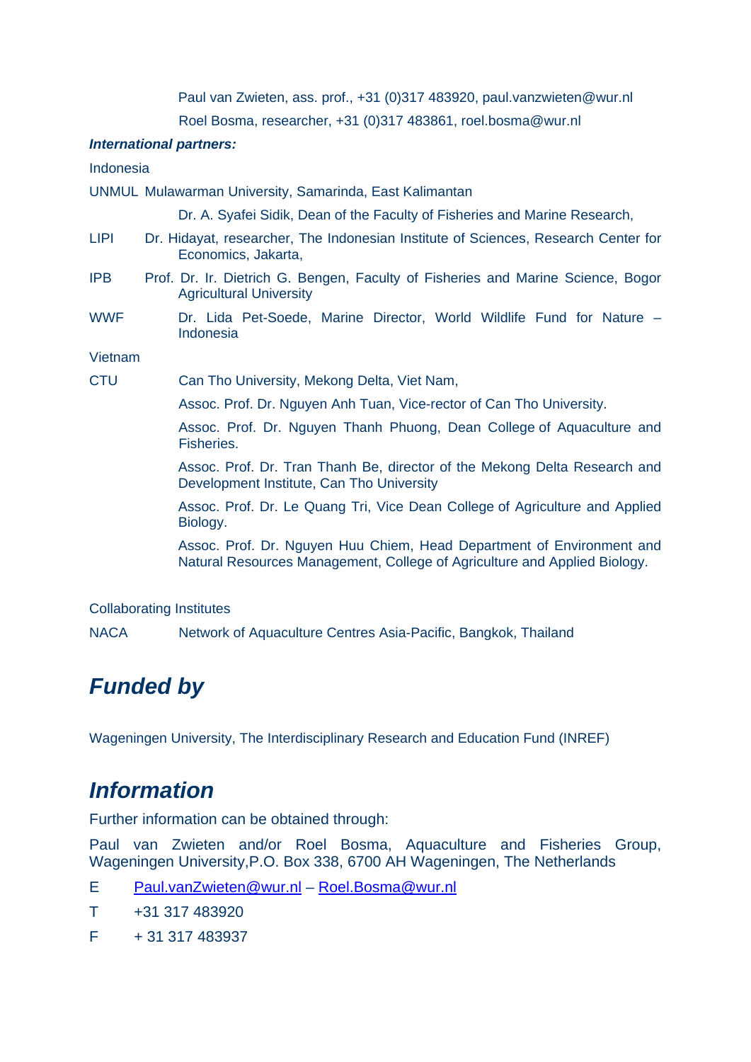Paul van Zwieten, ass. prof., +31 (0)317 483920, paul.vanzwieten@wur.nl

Roel Bosma, researcher, +31 (0)317 483861, roel.bosma@wur.nl

***International partners:***

Indonesia

UNMUL Mulawarman University, Samarinda, East Kalimantan

Dr. A. Syafei Sidik, Dean of the Faculty of Fisheries and Marine Research,

LIPI Dr. Hidayat, researcher, The Indonesian Institute of Sciences, Research Center for Economics, Jakarta,

IPB Prof. Dr. Ir. Dietrich G. Bengen, Faculty of Fisheries and Marine Science, Bogor Agricultural University

WWF Dr. Lida Pet-Soede, Marine Director, World Wildlife Fund for Nature – Indonesia

Vietnam

CTU Can Tho University, Mekong Delta, Viet Nam,

Assoc. Prof. Dr. Nguyen Anh Tuan, Vice-rector of Can Tho University.

Assoc. Prof. Dr. Nguyen Thanh Phuong, Dean College of Aquaculture and Fisheries.

Assoc. Prof. Dr. Tran Thanh Be, director of the Mekong Delta Research and Development Institute, Can Tho University

Assoc. Prof. Dr. Le Quang Tri, Vice Dean College of Agriculture and Applied Biology.

Assoc. Prof. Dr. Nguyen Huu Chiem, Head Department of Environment and Natural Resources Management, College of Agriculture and Applied Biology.

Collaborating Institutes

NACA Network of Aquaculture Centres Asia-Pacific, Bangkok, Thailand

## *Funded by*

Wageningen University, The Interdisciplinary Research and Education Fund (INREF)

## *Information*

Further information can be obtained through:

Paul van Zwieten and/or Roel Bosma, Aquaculture and Fisheries Group, Wageningen University,P.O. Box 338, 6700 AH Wageningen, The Netherlands

E Paul.vanZwieten@wur.nl – Roel.Bosma@wur.nl

T +31 317 483920

F + 31 317 483937